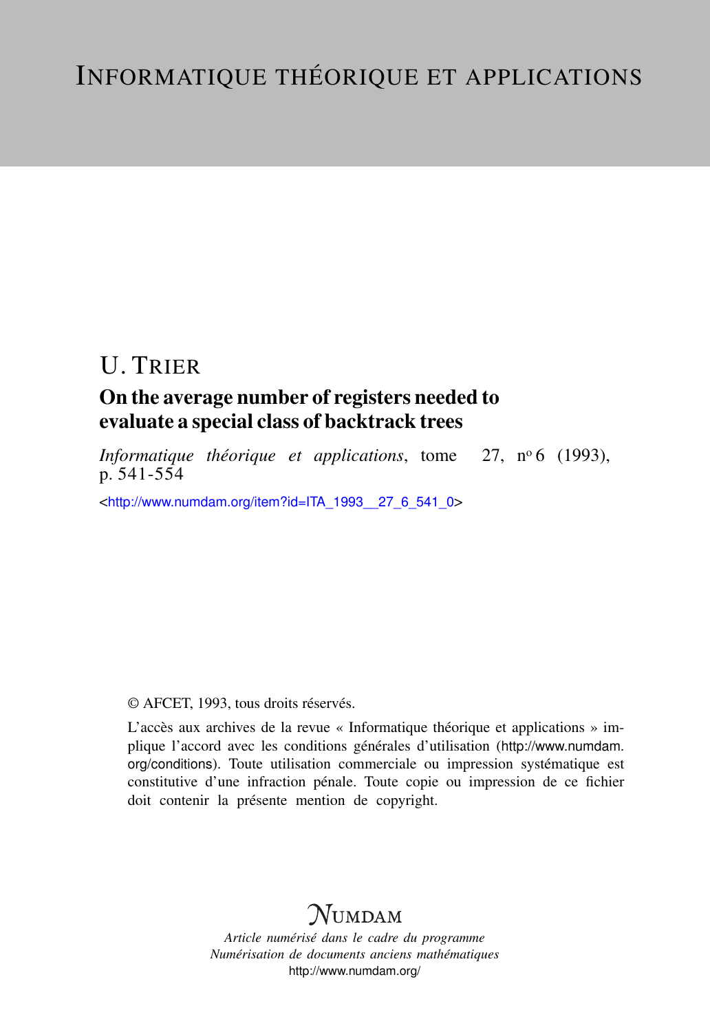# Informatique théorique et applications

## U. Trier

## On the average number of registers needed to evaluate a special class of backtrack trees

*Informatique théorique et applications*, tome 27, n$^{o}$ 6 (1993), p. 541-554

<http://www.numdam.org/item?id=ITA_1993__27_6_541_0>

© AFCET, 1993, tous droits réservés.

L'accès aux archives de la revue « Informatique théorique et applications » implique l'accord avec les conditions générales d'utilisation (http://www.numdam.org/conditions). Toute utilisation commerciale ou impression systématique est constitutive d'une infraction pénale. Toute copie ou impression de ce fichier doit contenir la présente mention de copyright.

$\mathcal{N}$umdam

*Article numérisé dans le cadre du programme*
*Numérisation de documents anciens mathématiques*
http://www.numdam.org/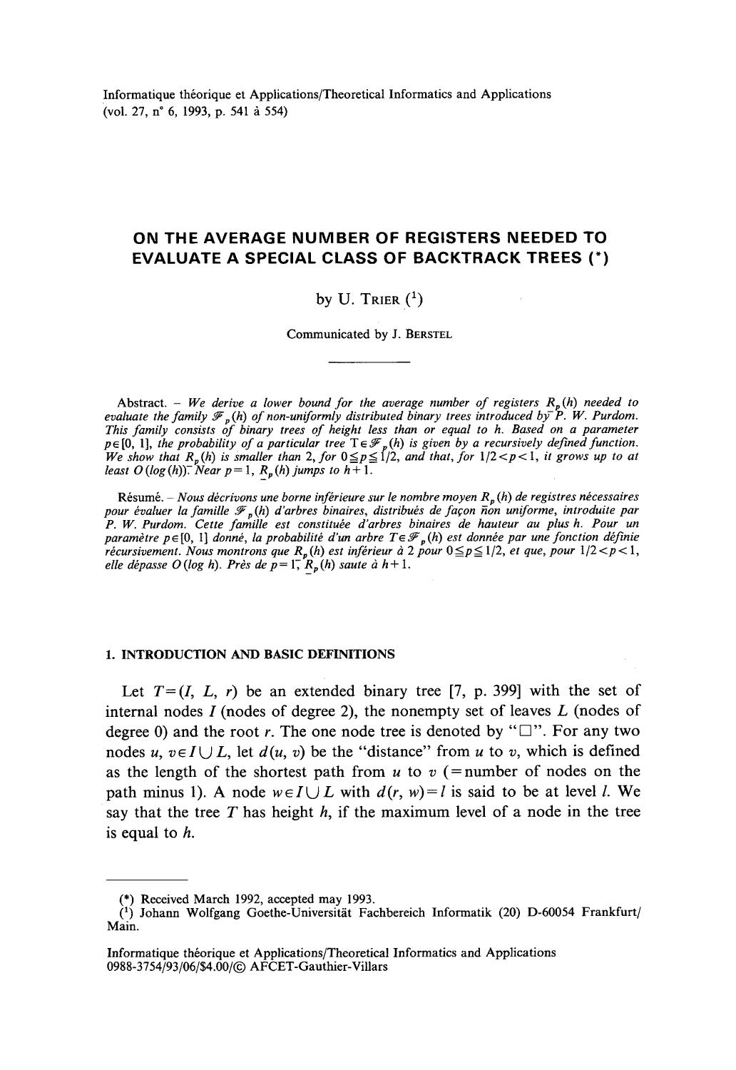Informatique théorique et Applications/Theoretical Informatics and Applications
(vol. 27, n° 6, 1993, p. 541 à 554)

# ON THE AVERAGE NUMBER OF REGISTERS NEEDED TO EVALUATE A SPECIAL CLASS OF BACKTRACK TREES (*)

by U. Trier ([1])

Communicated by J. Berstel

Abstract. – *We derive a lower bound for the average number of registers $R_p(h)$ needed to evaluate the family $\mathscr{F}_p(h)$ of non-uniformly distributed binary trees introduced by P. W. Purdom. This family consists of binary trees of height less than or equal to h. Based on a parameter $p \in [0, 1]$, the probability of a particular tree $T \in \mathscr{F}_p(h)$ is given by a recursively defined function. We show that $R_p(h)$ is smaller than 2, for $0 \leq p \leq 1/2$, and that, for $1/2 < p < 1$, it grows up to at least $O(\log(h))$. Near $p = 1$, $R_p(h)$ jumps to $h+1$.*

Résumé. – *Nous décrivons une borne inférieure sur le nombre moyen $R_p(h)$ de registres nécessaires pour évaluer la famille $\mathscr{F}_p(h)$ d'arbres binaires, distribués de façon non uniforme, introduite par P. W. Purdom. Cette famille est constituée d'arbres binaires de hauteur au plus h. Pour un paramètre $p \in [0, 1]$ donné, la probabilité d'un arbre $T \in \mathscr{F}_p(h)$ est donnée par une fonction définie récursivement. Nous montrons que $R_p(h)$ est inférieur à 2 pour $0 \leq p \leq 1/2$, et que, pour $1/2 < p < 1$, elle dépasse $O(\log h)$. Près de $p = 1$, $R_p(h)$ saute à $h+1$.*

## 1. INTRODUCTION AND BASIC DEFINITIONS

Let $T = (I, L, r)$ be an extended binary tree [7, p. 399] with the set of internal nodes $I$ (nodes of degree 2), the nonempty set of leaves $L$ (nodes of degree 0) and the root $r$. The one node tree is denoted by "$\square$". For any two nodes $u, v \in I \cup L$, let $d(u, v)$ be the "distance" from $u$ to $v$, which is defined as the length of the shortest path from $u$ to $v$ (= number of nodes on the path minus 1). A node $w \in I \cup L$ with $d(r, w) = l$ is said to be at level $l$. We say that the tree $T$ has height $h$, if the maximum level of a node in the tree is equal to $h$.

---

(*) Received March 1992, accepted may 1993.

([1]) Johann Wolfgang Goethe-Universität Fachbereich Informatik (20) D-60054 Frankfurt/Main.

Informatique théorique et Applications/Theoretical Informatics and Applications
0988-3754/93/06/$4.00/© AFCET-Gauthier-Villars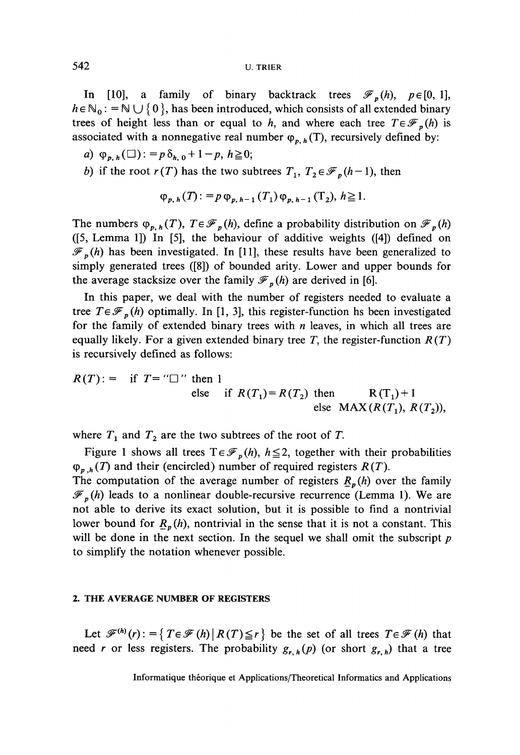In [10], a family of binary backtrack trees $\mathscr{F}_p(h)$, $p \in [0, 1]$, $h \in \mathbb{N}_0 := \mathbb{N} \cup \{0\}$, has been introduced, which consists of all extended binary trees of height less than or equal to $h$, and where each tree $T \in \mathscr{F}_p(h)$ is associated with a nonnegative real number $\varphi_{p,h}(T)$, recursively defined by:

*a*) $\varphi_{p,h}(\square) := p\,\delta_{h,0} + 1 - p$, $h \geqq 0$;

*b*) if the root $r(T)$ has the two subtrees $T_1$, $T_2 \in \mathscr{F}_p(h-1)$, then

$$\varphi_{p,h}(T) := p\,\varphi_{p,h-1}(T_1)\,\varphi_{p,h-1}(T_2),\ h \geqq 1.$$

The numbers $\varphi_{p,h}(T)$, $T \in \mathscr{F}_p(h)$, define a probability distribution on $\mathscr{F}_p(h)$ ([5, Lemma 1]) In [5], the behaviour of additive weights ([4]) defined on $\mathscr{F}_p(h)$ has been investigated. In [11], these results have been generalized to simply generated trees ([8]) of bounded arity. Lower and upper bounds for the average stacksize over the family $\mathscr{F}_p(h)$ are derived in [6].

In this paper, we deal with the number of registers needed to evaluate a tree $T \in \mathscr{F}_p(h)$ optimally. In [1, 3], this register-function hs been investigated for the family of extended binary trees with $n$ leaves, in which all trees are equally likely. For a given extended binary tree $T$, the register-function $R(T)$ is recursively defined as follows:

```
R(T) :=  if T = "□" then 1
                     else  if R(T1) = R(T2) then      R(T1) + 1
                                           else  MAX(R(T1), R(T2)),
```

where $T_1$ and $T_2$ are the two subtrees of the root of $T$.

Figure 1 shows all trees $T \in \mathscr{F}_p(h)$, $h \leqq 2$, together with their probabilities $\varphi_{p,h}(T)$ and their (encircled) number of required registers $R(T)$.
The computation of the average number of registers $\underline{R}_p(h)$ over the family $\mathscr{F}_p(h)$ leads to a nonlinear double-recursive recurrence (Lemma 1). We are not able to derive its exact solution, but it is possible to find a nontrivial lower bound for $\underline{R}_p(h)$, nontrivial in the sense that it is not a constant. This will be done in the next section. In the sequel we shall omit the subscript $p$ to simplify the notation whenever possible.

## 2. THE AVERAGE NUMBER OF REGISTERS

Let $\mathscr{F}^{(h)}(r) := \{ T \in \mathscr{F}(h) \mid R(T) \leqq r \}$ be the set of all trees $T \in \mathscr{F}(h)$ that need $r$ or less registers. The probability $g_{r,h}(p)$ (or short $g_{r,h}$) that a tree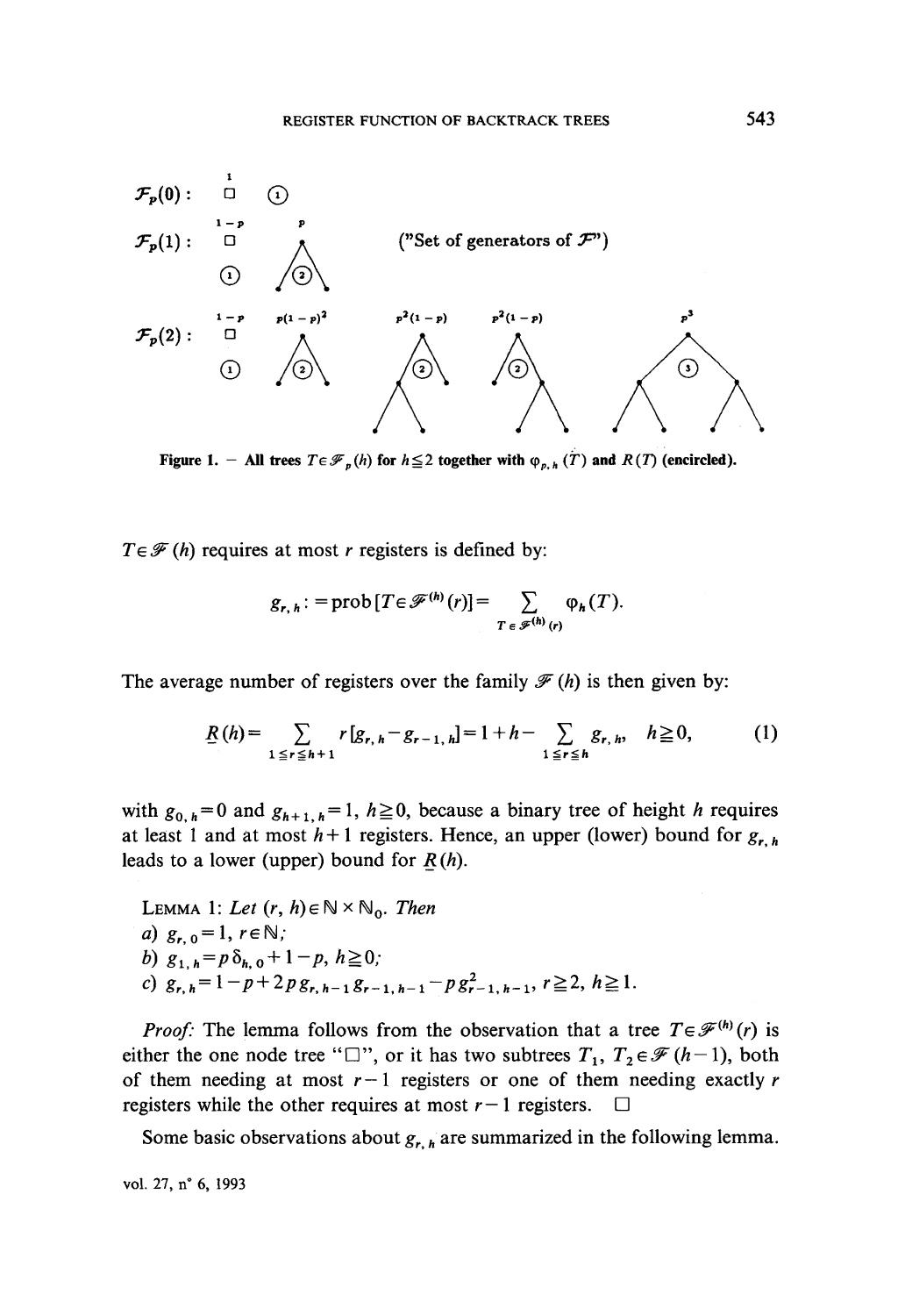$\mathcal{F}_p(0)$ : $\mathcal{F}_p(1)$ : ("Set of generators of $\mathcal{F}$") $\mathcal{F}_p(2)$ :

Figure 1. — All trees $T \in \mathcal{F}_p(h)$ for $h \leq 2$ together with $\varphi_{p,h}(T)$ and $R(T)$ (encircled).

$T \in \mathcal{F}(h)$ requires at most $r$ registers is defined by:

$$g_{r,h} := \text{prob}[T \in \mathcal{F}^{(h)}(r)] = \sum_{T \in \mathcal{F}^{(h)}(r)} \varphi_h(T).$$

The average number of registers over the family $\mathcal{F}(h)$ is then given by:

$$\underline{R}(h) = \sum_{1 \leq r \leq h+1} r[g_{r,h} - g_{r-1,h}] = 1 + h - \sum_{1 \leq r \leq h} g_{r,h}, \quad h \geq 0, \tag{1}$$

with $g_{0,h} = 0$ and $g_{h+1,h} = 1$, $h \geq 0$, because a binary tree of height $h$ requires at least 1 and at most $h+1$ registers. Hence, an upper (lower) bound for $g_{r,h}$ leads to a lower (upper) bound for $\underline{R}(h)$.

LEMMA 1: *Let* $(r, h) \in \mathbb{N} \times \mathbb{N}_0$. *Then*

*a)* $g_{r,0} = 1$, $r \in \mathbb{N}$;

*b)* $g_{1,h} = p\,\delta_{h,0} + 1 - p$, $h \geq 0$;

*c)* $g_{r,h} = 1 - p + 2p\,g_{r,h-1}\,g_{r-1,h-1} - p\,g_{r-1,h-1}^2$, $r \geq 2$, $h \geq 1$.

*Proof:* The lemma follows from the observation that a tree $T \in \mathcal{F}^{(h)}(r)$ is either the one node tree "□", or it has two subtrees $T_1, T_2 \in \mathcal{F}(h-1)$, both of them needing at most $r-1$ registers or one of them needing exactly $r$ registers while the other requires at most $r-1$ registers. □

Some basic observations about $g_{r,h}$ are summarized in the following lemma.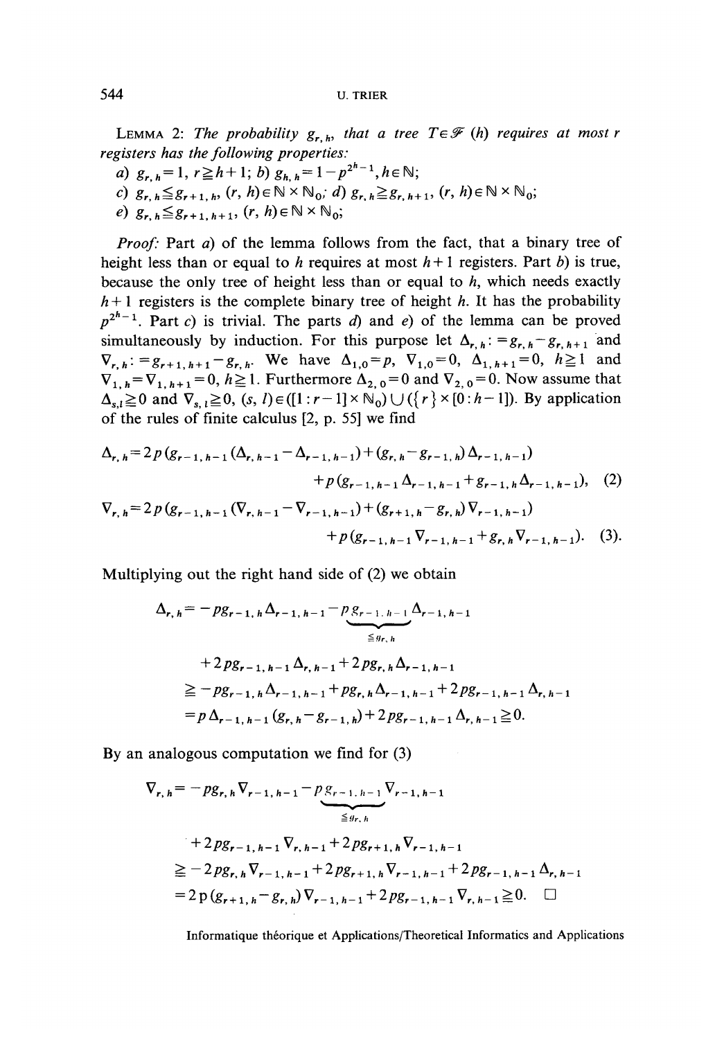LEMMA 2: *The probability $g_{r,h}$, that a tree $T \in \mathcal{F}(h)$ requires at most r registers has the following properties:*

*a)* $g_{r,h}=1$, $r \geqq h+1$; *b)* $g_{h,h}=1-p^{2^h-1}$, $h \in \mathbb{N}$;

*c)* $g_{r,h} \leqq g_{r+1,h}$, $(r,h) \in \mathbb{N} \times \mathbb{N}_0$; *d)* $g_{r,h} \geqq g_{r,h+1}$, $(r,h) \in \mathbb{N} \times \mathbb{N}_0$;

*e)* $g_{r,h} \leqq g_{r+1,h+1}$, $(r,h) \in \mathbb{N} \times \mathbb{N}_0$;

*Proof:* Part *a)* of the lemma follows from the fact, that a binary tree of height less than or equal to $h$ requires at most $h+1$ registers. Part *b)* is true, because the only tree of height less than or equal to $h$, which needs exactly $h+1$ registers is the complete binary tree of height $h$. It has the probability $p^{2^h-1}$. Part *c)* is trivial. The parts *d)* and *e)* of the lemma can be proved simultaneously by induction. For this purpose let $\Delta_{r,h} := g_{r,h} - g_{r,h+1}$ and $\nabla_{r,h} := g_{r+1,h+1} - g_{r,h}$. We have $\Delta_{1,0}=p$, $\nabla_{1,0}=0$, $\Delta_{1,h+1}=0$, $h \geqq 1$ and $\nabla_{1,h}=\nabla_{1,h+1}=0$, $h \geqq 1$. Furthermore $\Delta_{2,0}=0$ and $\nabla_{2,0}=0$. Now assume that $\Delta_{s,l} \geqq 0$ and $\nabla_{s,l} \geqq 0$, $(s,l) \in ([1:r-1] \times \mathbb{N}_0) \cup (\{r\} \times [0:h-1])$. By application of the rules of finite calculus [2, p. 55] we find

$$\Delta_{r,h} = 2p\,(g_{r-1,h-1}(\Delta_{r,h-1} - \Delta_{r-1,h-1}) + (g_{r,h} - g_{r-1,h})\Delta_{r-1,h-1}) + p\,(g_{r-1,h-1}\Delta_{r-1,h-1} + g_{r-1,h}\Delta_{r-1,h-1}), \quad (2)$$

$$\nabla_{r,h} = 2p\,(g_{r-1,h-1}(\nabla_{r,h-1} - \nabla_{r-1,h-1}) + (g_{r+1,h} - g_{r,h})\nabla_{r-1,h-1}) + p\,(g_{r-1,h-1}\nabla_{r-1,h-1} + g_{r,h}\nabla_{r-1,h-1}). \quad (3).$$

Multiplying out the right hand side of (2) we obtain

$$\begin{aligned}
\Delta_{r,h} &= -p g_{r-1,h}\Delta_{r-1,h-1} - \underbrace{p g_{r-1,h-1}}_{\leqq g_{r,h}}\Delta_{r-1,h-1} \\
&\quad + 2p g_{r-1,h-1}\Delta_{r,h-1} + 2p g_{r,h}\Delta_{r-1,h-1} \\
&\geqq -p g_{r-1,h}\Delta_{r-1,h-1} + p g_{r,h}\Delta_{r-1,h-1} + 2p g_{r-1,h-1}\Delta_{r,h-1} \\
&= p\,\Delta_{r-1,h-1}(g_{r,h} - g_{r-1,h}) + 2p g_{r-1,h-1}\Delta_{r,h-1} \geqq 0.
\end{aligned}$$

By an analogous computation we find for (3)

$$\begin{aligned}
\nabla_{r,h} &= -p g_{r,h}\nabla_{r-1,h-1} - \underbrace{p g_{r-1,h-1}}_{\leqq g_{r,h}}\nabla_{r-1,h-1} \\
&\quad + 2p g_{r-1,h-1}\nabla_{r,h-1} + 2p g_{r+1,h}\nabla_{r-1,h-1} \\
&\geqq -2p g_{r,h}\nabla_{r-1,h-1} + 2p g_{r+1,h}\nabla_{r-1,h-1} + 2p g_{r-1,h-1}\Delta_{r,h-1} \\
&= 2p\,(g_{r+1,h} - g_{r,h})\nabla_{r-1,h-1} + 2p g_{r-1,h-1}\nabla_{r,h-1} \geqq 0. \quad \square
\end{aligned}$$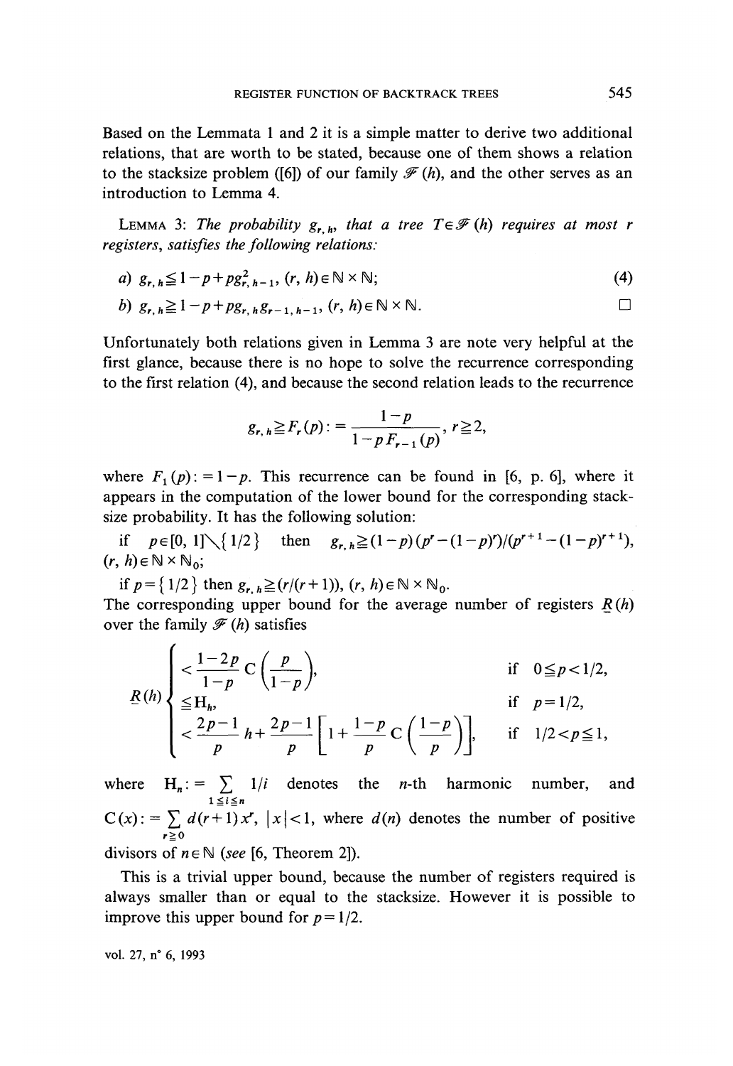Based on the Lemmata 1 and 2 it is a simple matter to derive two additional relations, that are worth to be stated, because one of them shows a relation to the stacksize problem ([6]) of our family $\mathcal{F}(h)$, and the other serves as an introduction to Lemma 4.

LEMMA 3: *The probability $g_{r,h}$, that a tree $T \in \mathcal{F}(h)$ requires at most $r$ registers, satisfies the following relations:*

$$a) \quad g_{r,h} \leqq 1 - p + p g_{r,h-1}^2, \quad (r, h) \in \mathbb{N} \times \mathbb{N}; \tag{4}$$

$$b) \quad g_{r,h} \geqq 1 - p + p g_{r,h} g_{r-1,h-1}, \quad (r, h) \in \mathbb{N} \times \mathbb{N}. \qquad \square$$

Unfortunately both relations given in Lemma 3 are note very helpful at the first glance, because there is no hope to solve the recurrence corresponding to the first relation (4), and because the second relation leads to the recurrence

$$g_{r,h} \geqq F_r(p) := \frac{1-p}{1 - p F_{r-1}(p)}, \quad r \geqq 2,$$

where $F_1(p) := 1 - p$. This recurrence can be found in [6, p. 6], where it appears in the computation of the lower bound for the corresponding stacksize probability. It has the following solution:

if $p \in [0, 1] \setminus \{1/2\}$ then $g_{r,h} \geqq (1-p)(p^r - (1-p)^r)/(p^{r+1} - (1-p)^{r+1})$, $(r, h) \in \mathbb{N} \times \mathbb{N}_0$;

if $p = \{1/2\}$ then $g_{r,h} \geqq (r/(r+1))$, $(r, h) \in \mathbb{N} \times \mathbb{N}_0$.

The corresponding upper bound for the average number of registers $\underline{R}(h)$ over the family $\mathcal{F}(h)$ satisfies

$$\underline{R}(h) \begin{cases} < \dfrac{1-2p}{1-p} \, \mathrm{C}\left(\dfrac{p}{1-p}\right), & \text{if } 0 \leq p < 1/2, \\ \leqq \mathrm{H}_h, & \text{if } p = 1/2, \\ < \dfrac{2p-1}{p} h + \dfrac{2p-1}{p}\left[1 + \dfrac{1-p}{p} \, \mathrm{C}\left(\dfrac{1-p}{p}\right)\right], & \text{if } 1/2 < p \leq 1, \end{cases}$$

where $\mathrm{H}_n := \sum_{1 \leq i \leq n} 1/i$ denotes the $n$-th harmonic number, and $\mathrm{C}(x) := \sum_{r \geq 0} d(r+1) x^r$, $|x| < 1$, where $d(n)$ denotes the number of positive divisors of $n \in \mathbb{N}$ (*see* [6, Theorem 2]).

This is a trivial upper bound, because the number of registers required is always smaller than or equal to the stacksize. However it is possible to improve this upper bound for $p = 1/2$.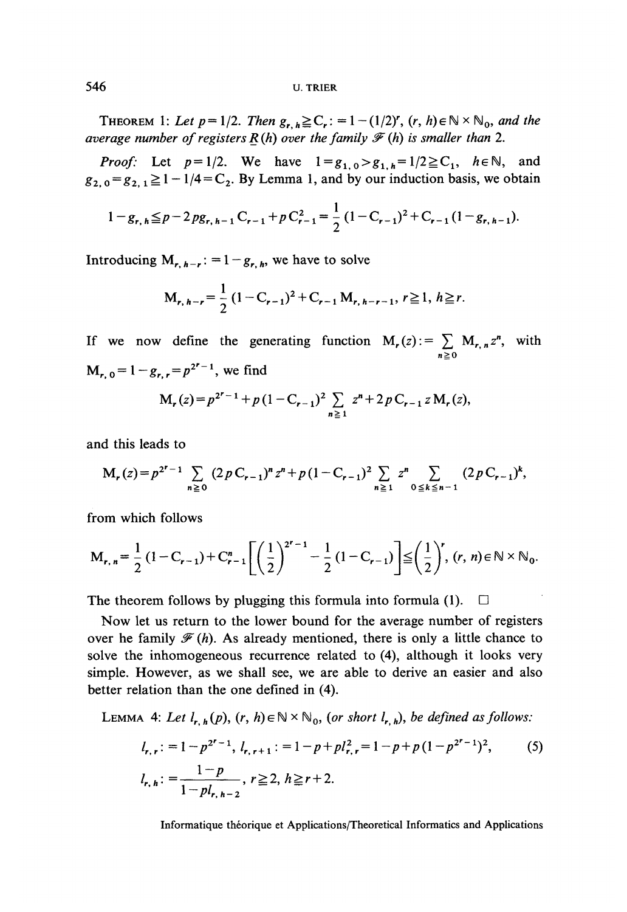**Theorem 1:** *Let $p = 1/2$. Then $g_{r,h} \geqq C_r := 1 - (1/2)^r$, $(r, h) \in \mathbb{N} \times \mathbb{N}_0$, and the average number of registers $\underline{R}(h)$ over the family $\mathscr{F}(h)$ is smaller than 2.*

*Proof:* Let $p = 1/2$. We have $1 = g_{1,0} > g_{1,h} = 1/2 \geqq C_1$, $h \in \mathbb{N}$, and $g_{2,0} = g_{2,1} \geqq 1 - 1/4 = C_2$. By Lemma 1, and by our induction basis, we obtain

$$1 - g_{r,h} \leqq p - 2pg_{r,h-1} C_{r-1} + pC_{r-1}^2 = \frac{1}{2}(1 - C_{r-1})^2 + C_{r-1}(1 - g_{r,h-1}).$$

Introducing $M_{r,h-r} := 1 - g_{r,h}$, we have to solve

$$M_{r,h-r} = \frac{1}{2}(1 - C_{r-1})^2 + C_{r-1} M_{r,h-r-1}, \; r \geqq 1, \; h \geqq r.$$

If we now define the generating function $M_r(z) := \sum_{n \geqq 0} M_{r,n} z^n$, with $M_{r,0} = 1 - g_{r,r} = p^{2^r - 1}$, we find

$$M_r(z) = p^{2^r - 1} + p(1 - C_{r-1})^2 \sum_{n \geqq 1} z^n + 2pC_{r-1} z M_r(z),$$

and this leads to

$$M_r(z) = p^{2^r - 1} \sum_{n \geqq 0} (2pC_{r-1})^n z^n + p(1 - C_{r-1})^2 \sum_{n \geqq 1} z^n \sum_{0 \leqq k \leqq n-1} (2pC_{r-1})^k,$$

from which follows

$$M_{r,n} = \frac{1}{2}(1 - C_{r-1}) + C_{r-1}^n \left[ \left(\frac{1}{2}\right)^{2^r - 1} - \frac{1}{2}(1 - C_{r-1}) \right] \leqq \left(\frac{1}{2}\right)^r, \; (r, n) \in \mathbb{N} \times \mathbb{N}_0.$$

The theorem follows by plugging this formula into formula (1). $\square$

Now let us return to the lower bound for the average number of registers over he family $\mathscr{F}(h)$. As already mentioned, there is only a little chance to solve the inhomogeneous recurrence related to (4), although it looks very simple. However, as we shall see, we are able to derive an easier and also better relation than the one defined in (4).

**Lemma 4:** *Let $l_{r,h}(p)$, $(r, h) \in \mathbb{N} \times \mathbb{N}_0$, (or short $l_{r,h}$), be defined as follows:*

$$l_{r,r} := 1 - p^{2^r - 1}, \; l_{r,r+1} := 1 - p + pl_{r,r}^2 = 1 - p + p(1 - p^{2^r - 1})^2, \tag{5}$$

$$l_{r,h} := \frac{1 - p}{1 - pl_{r,h-2}}, \; r \geqq 2, \; h \geqq r + 2.$$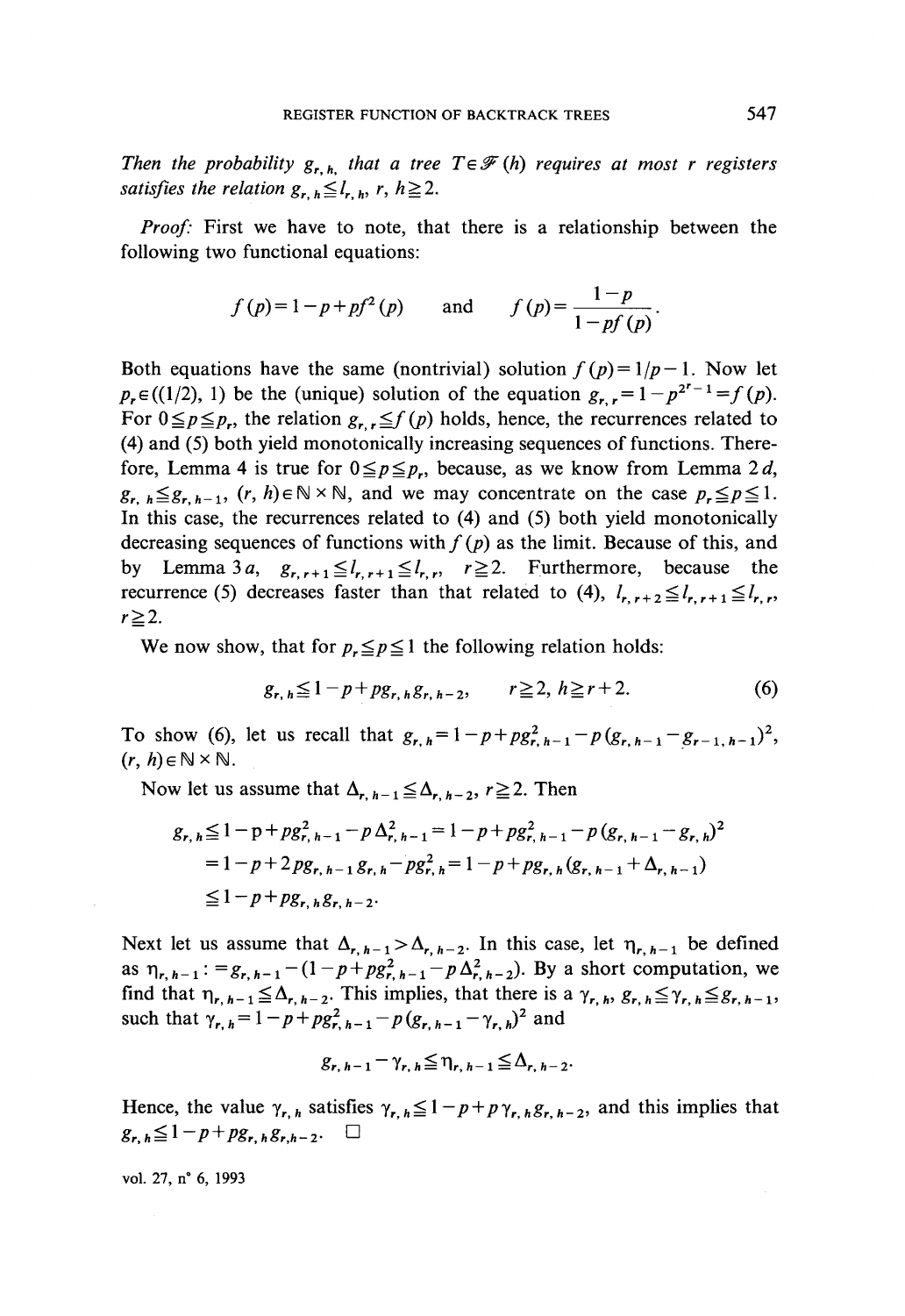*Then the probability* $g_{r,h}$ *that a tree* $T \in \mathscr{F}(h)$ *requires at most* $r$ *registers satisfies the relation* $g_{r,h} \leq l_{r,h}$, $r, h \geq 2$.

*Proof:* First we have to note, that there is a relationship between the following two functional equations:

$$f(p) = 1 - p + pf^2(p) \qquad \text{and} \qquad f(p) = \frac{1-p}{1-pf(p)}.$$

Both equations have the same (nontrivial) solution $f(p) = 1/p - 1$. Now let $p_r \in ((1/2), 1)$ be the (unique) solution of the equation $g_{r,r} = 1 - p^{2^r - 1} = f(p)$. For $0 \leq p \leq p_r$, the relation $g_{r,r} \leq f(p)$ holds, hence, the recurrences related to (4) and (5) both yield monotonically increasing sequences of functions. Therefore, Lemma 4 is true for $0 \leq p \leq p_r$, because, as we know from Lemma 2*d*, $g_{r,h} \leq g_{r,h-1}$, $(r, h) \in \mathbb{N} \times \mathbb{N}$, and we may concentrate on the case $p_r \leq p \leq 1$. In this case, the recurrences related to (4) and (5) both yield monotonically decreasing sequences of functions with $f(p)$ as the limit. Because of this, and by Lemma 3*a*, $g_{r,r+1} \leq l_{r,r+1} \leq l_{r,r}$, $r \geq 2$. Furthermore, because the recurrence (5) decreases faster than that related to (4), $l_{r,r+2} \leq l_{r,r+1} \leq l_{r,r}$, $r \geq 2$.

We now show, that for $p_r \leq p \leq 1$ the following relation holds:

$$g_{r,h} \leq 1 - p + pg_{r,h} g_{r,h-2}, \qquad r \geq 2,\ h \geq r+2. \tag{6}$$

To show (6), let us recall that $g_{r,h} = 1 - p + pg^2_{r,h-1} - p(g_{r,h-1} - g_{r-1,h-1})^2$, $(r, h) \in \mathbb{N} \times \mathbb{N}$.

Now let us assume that $\Delta_{r,h-1} \leq \Delta_{r,h-2}$, $r \geq 2$. Then

$$\begin{aligned}
g_{r,h} &\leq 1 - p + pg^2_{r,h-1} - p\Delta^2_{r,h-1} = 1 - p + pg^2_{r,h-1} - p(g_{r,h-1} - g_{r,h})^2 \\
&= 1 - p + 2pg_{r,h-1} g_{r,h} - pg^2_{r,h} = 1 - p + pg_{r,h}(g_{r,h-1} + \Delta_{r,h-1}) \\
&\leq 1 - p + pg_{r,h} g_{r,h-2}.
\end{aligned}$$

Next let us assume that $\Delta_{r,h-1} > \Delta_{r,h-2}$. In this case, let $\eta_{r,h-1}$ be defined as $\eta_{r,h-1} := g_{r,h-1} - (1 - p + pg^2_{r,h-1} - p\Delta^2_{r,h-2})$. By a short computation, we find that $\eta_{r,h-1} \leq \Delta_{r,h-2}$. This implies, that there is a $\gamma_{r,h}$, $g_{r,h} \leq \gamma_{r,h} \leq g_{r,h-1}$, such that $\gamma_{r,h} = 1 - p + pg^2_{r,h-1} - p(g_{r,h-1} - \gamma_{r,h})^2$ and

$$g_{r,h-1} - \gamma_{r,h} \leq \eta_{r,h-1} \leq \Delta_{r,h-2}.$$

Hence, the value $\gamma_{r,h}$ satisfies $\gamma_{r,h} \leq 1 - p + p\gamma_{r,h} g_{r,h-2}$, and this implies that $g_{r,h} \leq 1 - p + pg_{r,h} g_{r,h-2}$. $\square$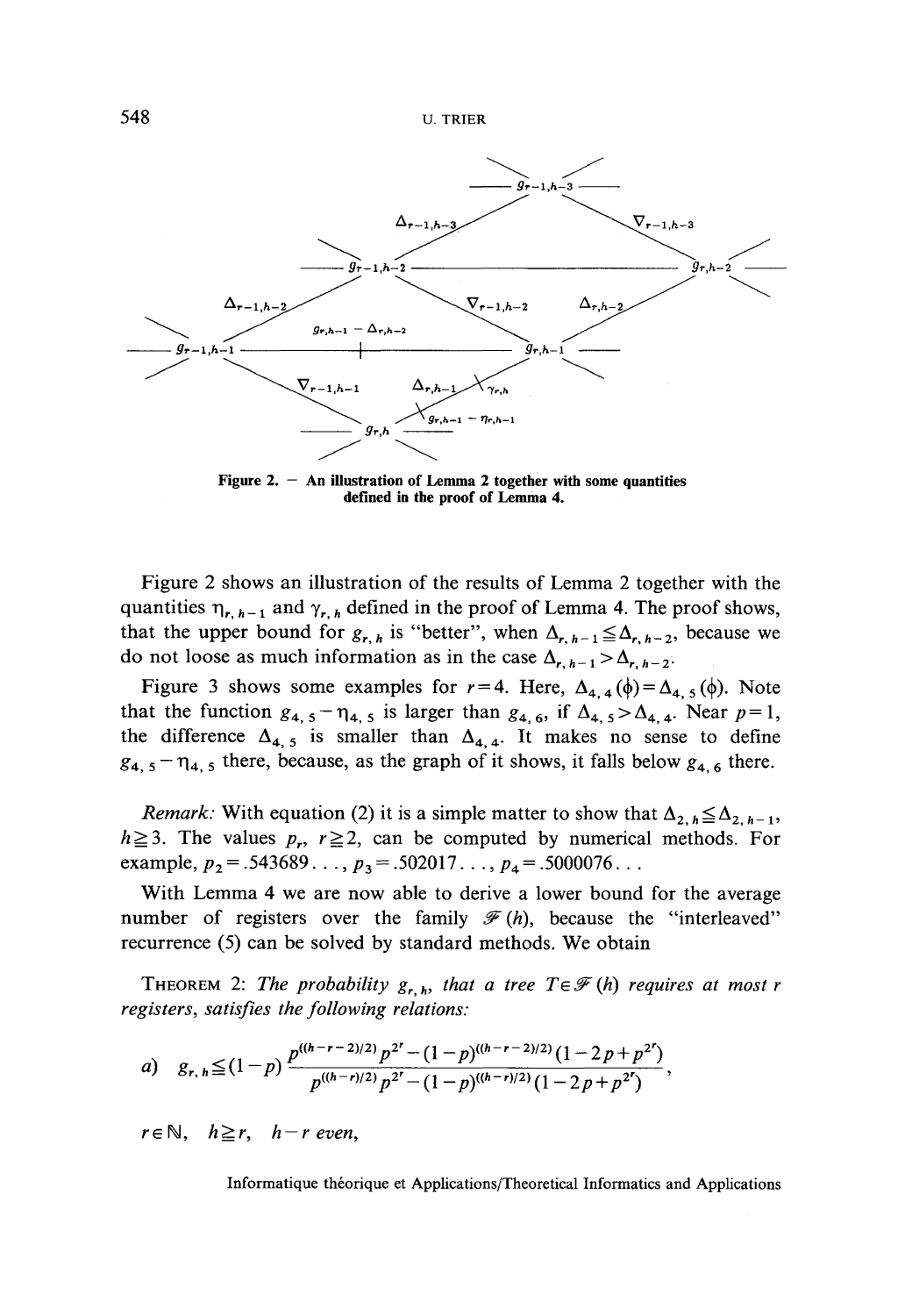Figure 2. — An illustration of Lemma 2 together with some quantities defined in the proof of Lemma 4.

Figure 2 shows an illustration of the results of Lemma 2 together with the quantities $\eta_{r,h-1}$ and $\gamma_{r,h}$ defined in the proof of Lemma 4. The proof shows, that the upper bound for $g_{r,h}$ is "better", when $\Delta_{r,h-1} \leqq \Delta_{r,h-2}$, because we do not loose as much information as in the case $\Delta_{r,h-1} > \Delta_{r,h-2}$.

Figure 3 shows some examples for $r=4$. Here, $\Delta_{4,4}(\phi) = \Delta_{4,5}(\phi)$. Note that the function $g_{4,5} - \eta_{4,5}$ is larger than $g_{4,6}$, if $\Delta_{4,5} > \Delta_{4,4}$. Near $p=1$, the difference $\Delta_{4,5}$ is smaller than $\Delta_{4,4}$. It makes no sense to define $g_{4,5} - \eta_{4,5}$ there, because, as the graph of it shows, it falls below $g_{4,6}$ there.

*Remark:* With equation (2) it is a simple matter to show that $\Delta_{2,h} \leqq \Delta_{2,h-1}$, $h \geqq 3$. The values $p_r$, $r \geqq 2$, can be computed by numerical methods. For example, $p_2 = .543689\ldots$, $p_3 = .502017\ldots$, $p_4 = .5000076\ldots$

With Lemma 4 we are now able to derive a lower bound for the average number of registers over the family $\mathscr{F}(h)$, because the "interleaved" recurrence (5) can be solved by standard methods. We obtain

THEOREM 2: *The probability $g_{r,h}$, that a tree $T \in \mathscr{F}(h)$ requires at most r registers, satisfies the following relations:*

$$a) \quad g_{r,h} \leqq (1-p) \frac{p^{((h-r-2)/2)} p^{2^r} - (1-p)^{((h-r-2)/2)} (1-2p+p^{2^r})}{p^{((h-r)/2)} p^{2^r} - (1-p)^{((h-r)/2)} (1-2p+p^{2^r})},$$

$r \in \mathbb{N}$, $h \geqq r$, $h-r$ *even*,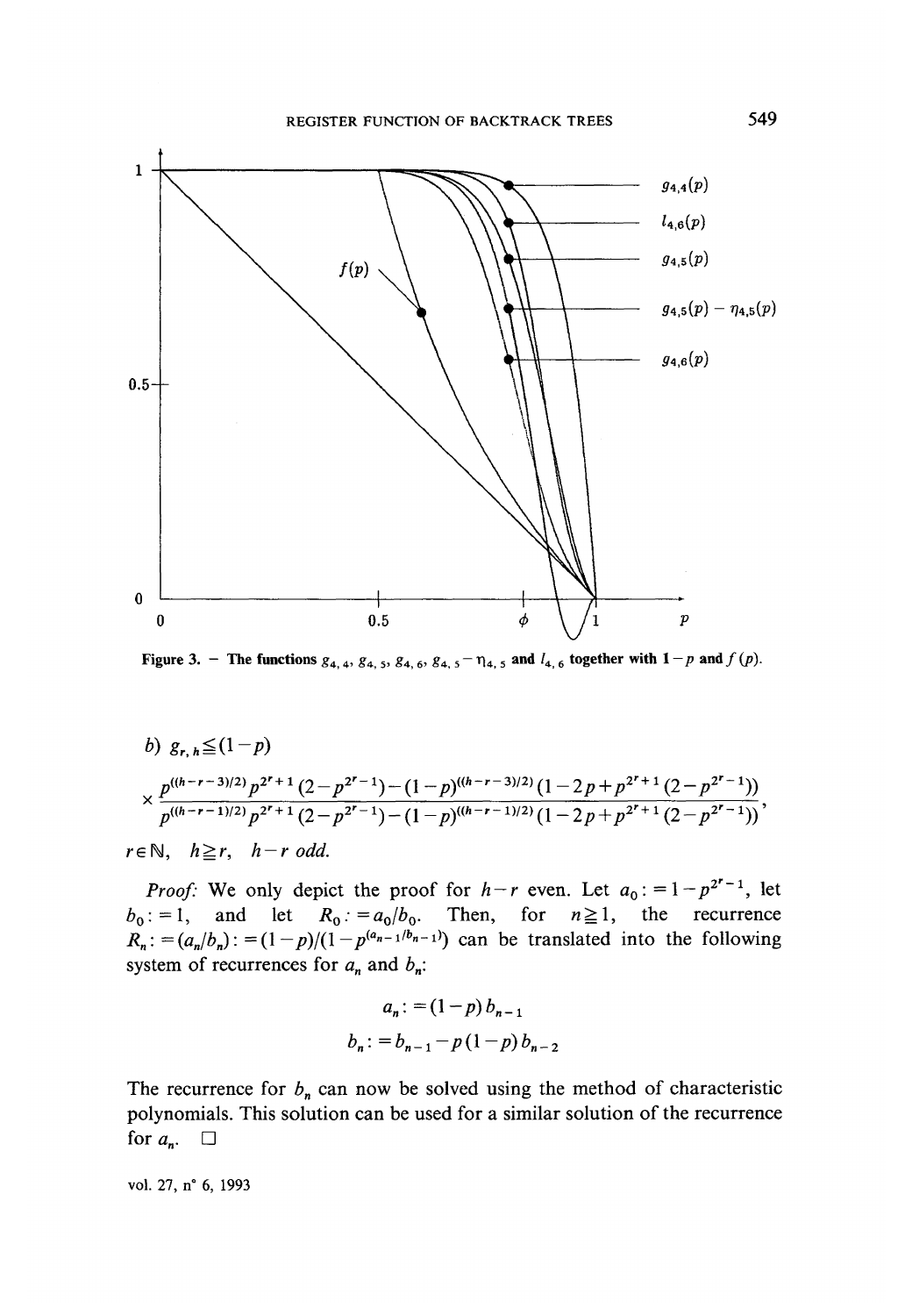Figure 3. — The functions $g_{4,4}$, $g_{4,5}$, $g_{4,6}$, $g_{4,5}-\eta_{4,5}$ and $l_{4,6}$ together with $1-p$ and $f(p)$.

b) $g_{r,h} \leq (1-p)$

$$\times \frac{p^{((h-r-3)/2)} p^{2^r+1}(2-p^{2^r-1})-(1-p)^{((h-r-3)/2)}(1-2p+p^{2^r+1}(2-p^{2^r-1}))}{p^{((h-r-1)/2)} p^{2^r+1}(2-p^{2^r-1})-(1-p)^{((h-r-1)/2)}(1-2p+p^{2^r+1}(2-p^{2^r-1}))},$$

$r \in \mathbb{N}$, $h \geq r$, $h-r$ *odd*.

*Proof:* We only depict the proof for $h-r$ even. Let $a_0 := 1-p^{2^r-1}$, let $b_0 := 1$, and let $R_0 := a_0/b_0$. Then, for $n \geq 1$, the recurrence $R_n := (a_n/b_n) := (1-p)/(1-p^{(a_{n-1}/b_{n-1})})$ can be translated into the following system of recurrences for $a_n$ and $b_n$:

$$a_n := (1-p)\, b_{n-1}$$

$$b_n := b_{n-1} - p(1-p)\, b_{n-2}$$

The recurrence for $b_n$ can now be solved using the method of characteristic polynomials. This solution can be used for a similar solution of the recurrence for $a_n$. □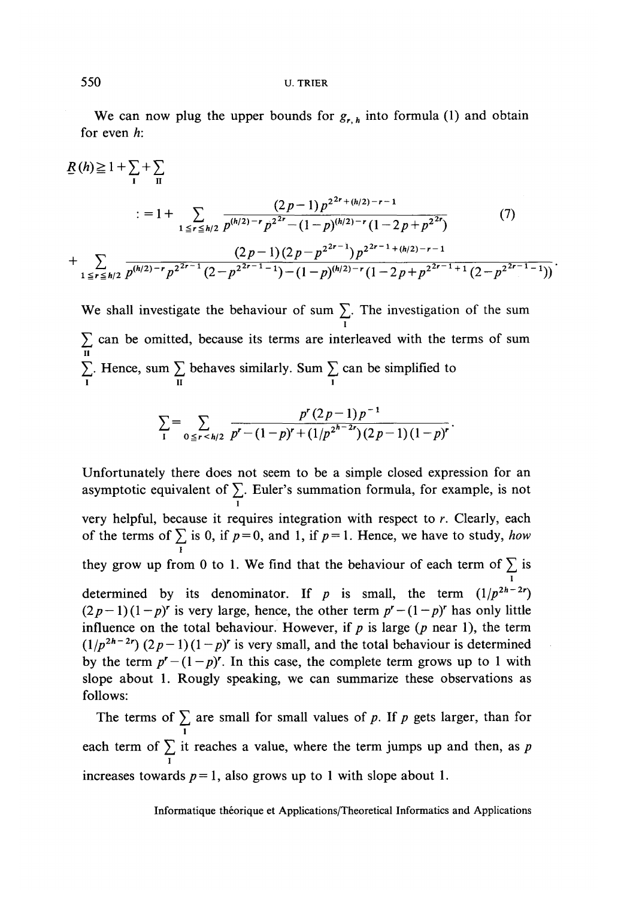We can now plug the upper bounds for $g_{r,h}$ into formula (1) and obtain for even $h$:

$$\underline{R}(h) \geqq 1 + \sum_{\mathrm{I}} + \sum_{\mathrm{II}}$$

$$:= 1 + \sum_{1 \leqq r \leqq h/2} \frac{(2p-1)p^{2^{2r}+(h/2)-r-1}}{p^{(h/2)-r}p^{2^{2r}} - (1-p)^{(h/2)-r}(1-2p+p^{2^{2r}})} \tag{7}$$

$$+ \sum_{1 \leqq r \leqq h/2} \frac{(2p-1)(2p-p^{2^{2r-1}})p^{2^{2r-1}+(h/2)-r-1}}{p^{(h/2)-r}p^{2^{2r-1}}(2-p^{2^{2r-1}-1}) - (1-p)^{(h/2)-r}(1-2p+p^{2^{2r-1}+1}(2-p^{2^{2r-1}-1}))}.$$

We shall investigate the behaviour of sum $\sum_{\mathrm{I}}$. The investigation of the sum $\sum_{\mathrm{II}}$ can be omitted, because its terms are interleaved with the terms of sum $\sum_{\mathrm{I}}$. Hence, sum $\sum_{\mathrm{II}}$ behaves similarly. Sum $\sum_{\mathrm{I}}$ can be simplified to

$$\sum_{\mathrm{I}} = \sum_{0 \leqq r < h/2} \frac{p^r(2p-1)p^{-1}}{p^r - (1-p)^r + (1/p^{2^{h-2r}})(2p-1)(1-p)^r}.$$

Unfortunately there does not seem to be a simple closed expression for an asymptotic equivalent of $\sum_{\mathrm{I}}$. Euler's summation formula, for example, is not very helpful, because it requires integration with respect to $r$. Clearly, each of the terms of $\sum_{\mathrm{I}}$ is 0, if $p=0$, and 1, if $p=1$. Hence, we have to study, *how* they grow up from 0 to 1. We find that the behaviour of each term of $\sum_{\mathrm{I}}$ is determined by its denominator. If $p$ is small, the term $(1/p^{2^{h-2r}})(2p-1)(1-p)^r$ is very large, hence, the other term $p^r-(1-p)^r$ has only little influence on the total behaviour. However, if $p$ is large ($p$ near 1), the term $(1/p^{2^{h-2r}})(2p-1)(1-p)^r$ is very small, and the total behaviour is determined by the term $p^r-(1-p)^r$. In this case, the complete term grows up to 1 with slope about 1. Rougly speaking, we can summarize these observations as follows:

The terms of $\sum_{\mathrm{I}}$ are small for small values of $p$. If $p$ gets larger, than for each term of $\sum_{\mathrm{I}}$ it reaches a value, where the term jumps up and then, as $p$ increases towards $p=1$, also grows up to 1 with slope about 1.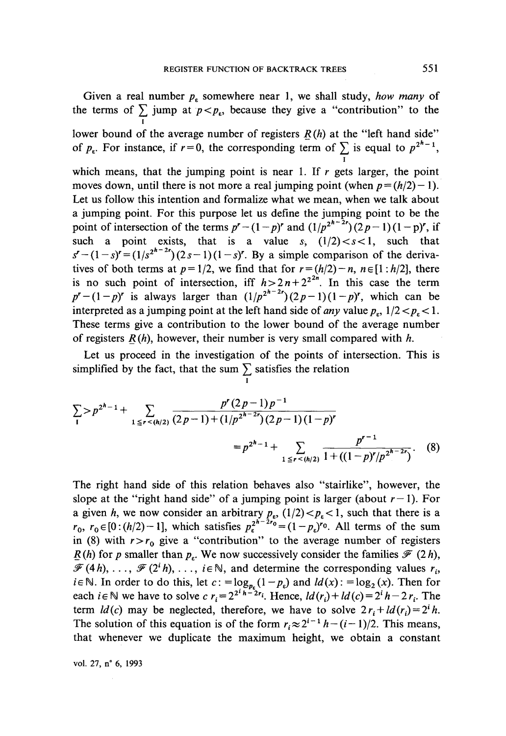Given a real number $p_\varepsilon$ somewhere near 1, we shall study, *how many* of the terms of $\sum_{\mathrm{I}}$ jump at $p<p_\varepsilon$, because they give a "contribution" to the lower bound of the average number of registers $\underline{R}(h)$ at the "left hand side" of $p_\varepsilon$. For instance, if $r=0$, the corresponding term of $\sum_{\mathrm{I}}$ is equal to $p^{2^h-1}$, which means, that the jumping point is near 1. If $r$ gets larger, the point moves down, until there is not more a real jumping point (when $p=(h/2)-1$). Let us follow this intention and formalize what we mean, when we talk about a jumping point. For this purpose let us define the jumping point to be the point of intersection of the terms $p^r-(1-p)^r$ and $(1/p^{2^h-2r})(2p-1)(1-p)^r$, if such a point exists, that is a value $s$, $(1/2)<s<1$, such that $s^r-(1-s)^r=(1/s^{2^h-2r})(2s-1)(1-s)^r$. By a simple comparison of the derivatives of both terms at $p=1/2$, we find that for $r=(h/2)-n$, $n\in[1:h/2]$, there is no such point of intersection, iff $h>2n+2^{2^{2n}}$. In this case the term $p^r-(1-p)^r$ is always larger than $(1/p^{2^h-2r})(2p-1)(1-p)^r$, which can be interpreted as a jumping point at the left hand side of *any* value $p_\varepsilon$, $1/2<p_\varepsilon<1$. These terms give a contribution to the lower bound of the average number of registers $\underline{R}(h)$, however, their number is very small compared with $h$.

Let us proceed in the investigation of the points of intersection. This is simplified by the fact, that the sum $\sum_{\mathrm{I}}$ satisfies the relation

$$\sum_{\mathrm{I}}>p^{2^h-1}+\sum_{1\leq r<(h/2)}\frac{p^r(2p-1)p^{-1}}{(2p-1)+(1/p^{2^h-2r})(2p-1)(1-p)^r}$$
$$=p^{2^h-1}+\sum_{1\leq r<(h/2)}\frac{p^{r-1}}{1+((1-p)^r/p^{2^h-2r})}. \qquad (8)$$

The right hand side of this relation behaves also "stairlike", however, the slope at the "right hand side" of a jumping point is larger (about $r-1$). For a given $h$, we now consider an arbitrary $p_\varepsilon$, $(1/2)<p_\varepsilon<1$, such that there is a $r_0$, $r_0\in[0:(h/2)-1]$, which satisfies $p_\varepsilon^{2^h-2r_0}=(1-p_\varepsilon)^{r_0}$. All terms of the sum in (8) with $r>r_0$ give a "contribution" to the average number of registers $\underline{R}(h)$ for $p$ smaller than $p_\varepsilon$. We now successively consider the families $\mathscr{F}(2h)$, $\mathscr{F}(4h),\ldots,\mathscr{F}(2^ih),\ldots$, $i\in\mathbb{N}$, and determine the corresponding values $r_i$, $i\in\mathbb{N}$. In order to do this, let $c:=\log_{p_\varepsilon}(1-p_\varepsilon)$ and $ld(x):=\log_2(x)$. Then for each $i\in\mathbb{N}$ we have to solve $c\,r_i=2^{2^ih-2r_i}$. Hence, $ld(r_i)+ld(c)=2^ih-2r_i$. The term $ld(c)$ may be neglected, therefore, we have to solve $2r_i+ld(r_i)=2^ih$. The solution of this equation is of the form $r_i\approx 2^{i-1}h-(i-1)/2$. This means, that whenever we duplicate the maximum height, we obtain a constant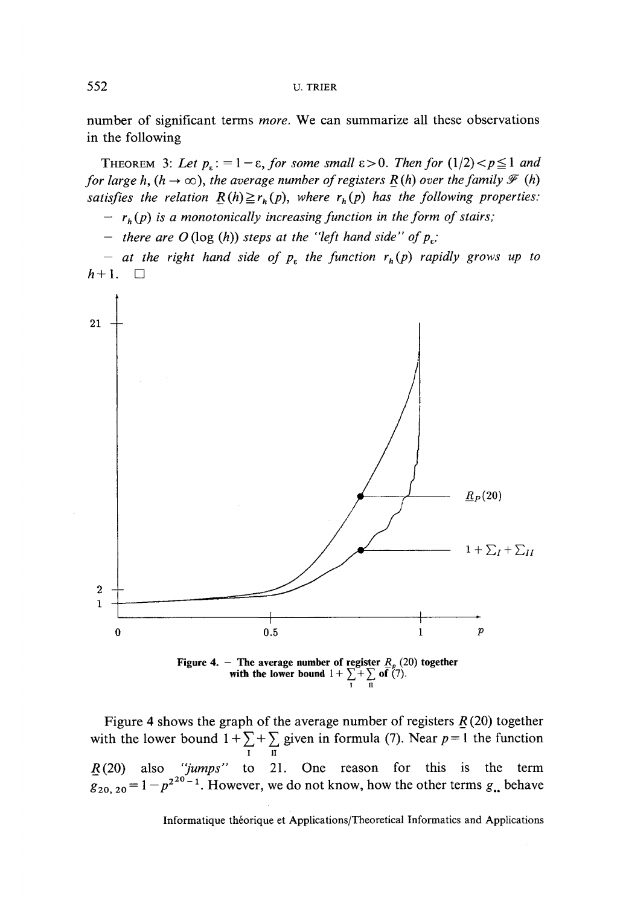number of significant terms *more*. We can summarize all these observations in the following

THEOREM 3: *Let $p_\varepsilon := 1-\varepsilon$, for some small $\varepsilon > 0$. Then for $(1/2) < p \leq 1$ and for large $h$, $(h \to \infty)$, the average number of registers $\underline{R}(h)$ over the family $\mathcal{F}(h)$ satisfies the relation $\underline{R}(h) \geq r_h(p)$, where $r_h(p)$ has the following properties:*

- *$r_h(p)$ is a monotonically increasing function in the form of stairs;*
- *there are $O(\log(h))$ steps at the "left hand side" of $p_\varepsilon$;*
- *at the right hand side of $p_\varepsilon$ the function $r_h(p)$ rapidly grows up to $h+1$.* □

**Figure 4.** – The average number of register $\underline{R}_p(20)$ together with the lower bound $1 + \sum_{I} + \sum_{II}$ of (7).

Figure 4 shows the graph of the average number of registers $\underline{R}(20)$ together with the lower bound $1 + \sum_{I} + \sum_{II}$ given in formula (7). Near $p = 1$ the function $\underline{R}(20)$ also *"jumps"* to 21. One reason for this is the term $g_{20,\,20} = 1 - p^{2^{20}-1}$. However, we do not know, how the other terms $g_{..}$ behave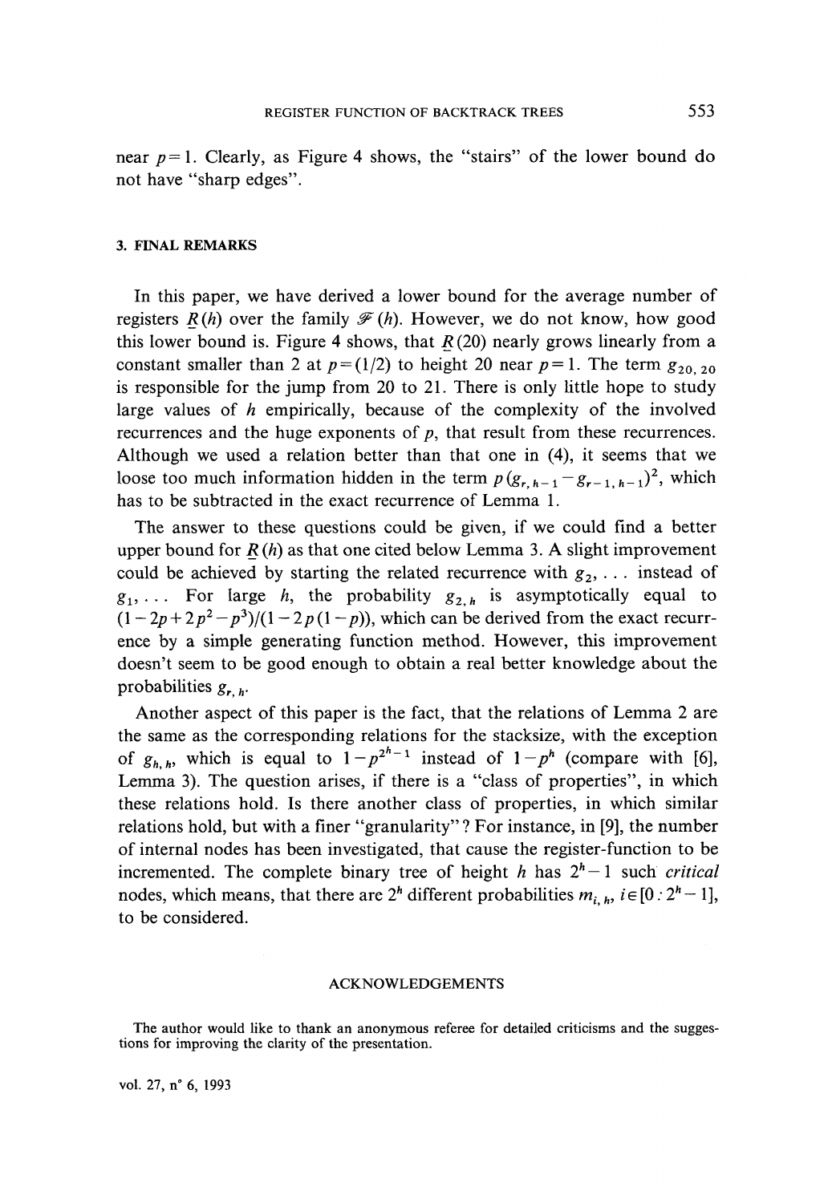near $p=1$. Clearly, as Figure 4 shows, the "stairs" of the lower bound do not have "sharp edges".

### 3. FINAL REMARKS

In this paper, we have derived a lower bound for the average number of registers $\underline{R}(h)$ over the family $\mathcal{F}(h)$. However, we do not know, how good this lower bound is. Figure 4 shows, that $\underline{R}(20)$ nearly grows linearly from a constant smaller than 2 at $p=(1/2)$ to height 20 near $p=1$. The term $g_{20,20}$ is responsible for the jump from 20 to 21. There is only little hope to study large values of $h$ empirically, because of the complexity of the involved recurrences and the huge exponents of $p$, that result from these recurrences. Although we used a relation better than that one in (4), it seems that we loose too much information hidden in the term $p(g_{r,h-1}-g_{r-1,h-1})^2$, which has to be subtracted in the exact recurrence of Lemma 1.

The answer to these questions could be given, if we could find a better upper bound for $\underline{R}(h)$ as that one cited below Lemma 3. A slight improvement could be achieved by starting the related recurrence with $g_2, \ldots$ instead of $g_1, \ldots$ For large $h$, the probability $g_{2,h}$ is asymptotically equal to $(1-2p+2p^2-p^3)/(1-2p(1-p))$, which can be derived from the exact recurrence by a simple generating function method. However, this improvement doesn't seem to be good enough to obtain a real better knowledge about the probabilities $g_{r,h}$.

Another aspect of this paper is the fact, that the relations of Lemma 2 are the same as the corresponding relations for the stacksize, with the exception of $g_{h,h}$, which is equal to $1-p^{2^h-1}$ instead of $1-p^h$ (compare with [6], Lemma 3). The question arises, if there is a "class of properties", in which these relations hold. Is there another class of properties, in which similar relations hold, but with a finer "granularity"? For instance, in [9], the number of internal nodes has been investigated, that cause the register-function to be incremented. The complete binary tree of height $h$ has $2^h-1$ such *critical* nodes, which means, that there are $2^h$ different probabilities $m_{i,h}$, $i \in [0 : 2^h-1]$, to be considered.

#### ACKNOWLEDGEMENTS

The author would like to thank an anonymous referee for detailed criticisms and the suggestions for improving the clarity of the presentation.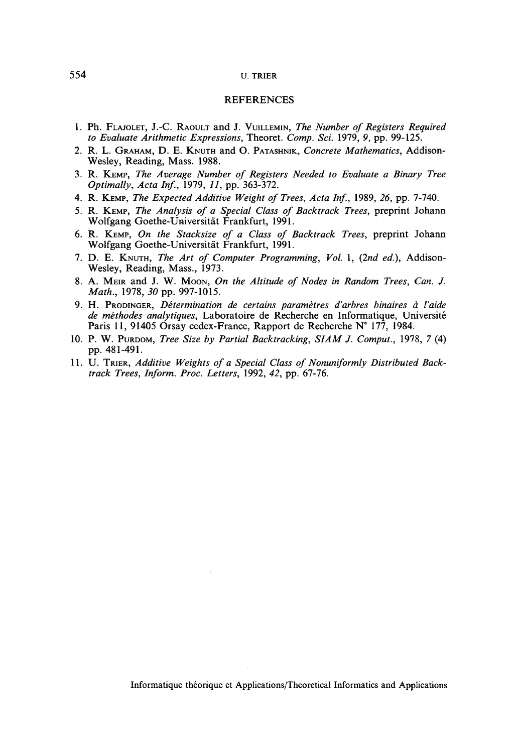## REFERENCES

1. Ph. Flajolet, J.-C. Raoult and J. Vuillemin, *The Number of Registers Required to Evaluate Arithmetic Expressions*, Theoret. *Comp. Sci.* 1979, *9*, pp. 99-125.
2. R. L. Graham, D. E. Knuth and O. Patashnik, *Concrete Mathematics*, Addison-Wesley, Reading, Mass. 1988.
3. R. Kemp, *The Average Number of Registers Needed to Evaluate a Binary Tree Optimally*, *Acta Inf.*, 1979, *11*, pp. 363-372.
4. R. Kemp, *The Expected Additive Weight of Trees*, *Acta Inf.*, 1989, *26*, pp. 7-740.
5. R. Kemp, *The Analysis of a Special Class of Backtrack Trees*, preprint Johann Wolfgang Goethe-Universität Frankfurt, 1991.
6. R. Kemp, *On the Stacksize of a Class of Backtrack Trees*, preprint Johann Wolfgang Goethe-Universität Frankfurt, 1991.
7. D. E. Knuth, *The Art of Computer Programming*, *Vol.* 1, (*2nd ed.*), Addison-Wesley, Reading, Mass., 1973.
8. A. Meir and J. W. Moon, *On the Altitude of Nodes in Random Trees*, *Can. J. Math.*, 1978, *30* pp. 997-1015.
9. H. Prodinger, *Détermination de certains paramètres d'arbres binaires à l'aide de méthodes analytiques*, Laboratoire de Recherche en Informatique, Université Paris 11, 91405 Orsay cedex-France, Rapport de Recherche N° 177, 1984.
10. P. W. Purdom, *Tree Size by Partial Backtracking*, *SIAM J. Comput.*, 1978, *7* (4) pp. 481-491.
11. U. Trier, *Additive Weights of a Special Class of Nonuniformly Distributed Backtrack Trees*, *Inform. Proc. Letters*, 1992, *42*, pp. 67-76.